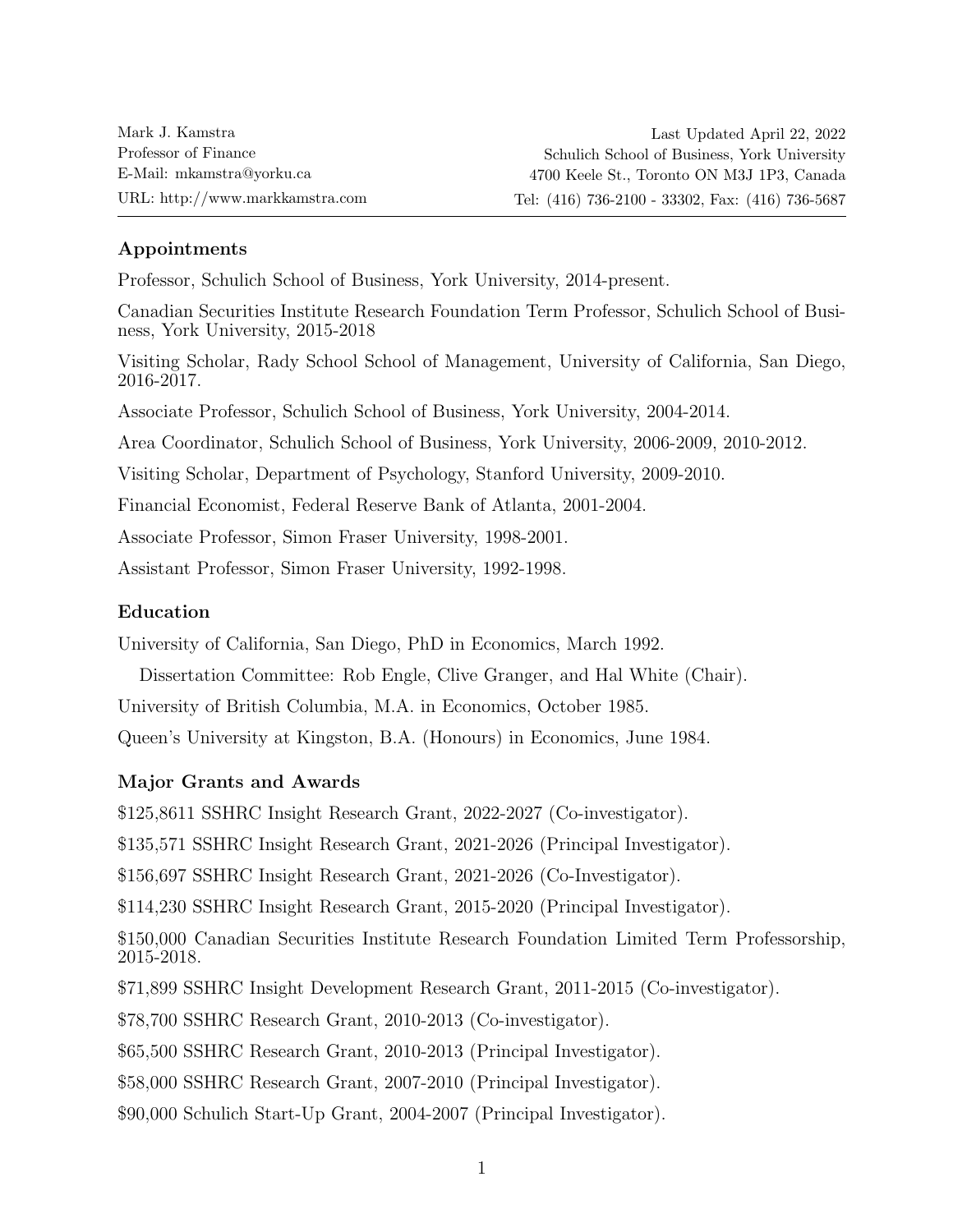Mark J. Kamstra
Professor of Finance
E-Mail: mkamstra@yorku.ca
URL: http://www.markkamstra.com

Last Updated April 22, 2022
Schulich School of Business, York University
4700 Keele St., Toronto ON M3J 1P3, Canada
Tel: (416) 736-2100 - 33302, Fax: (416) 736-5687

## Appointments

Professor, Schulich School of Business, York University, 2014-present.

Canadian Securities Institute Research Foundation Term Professor, Schulich School of Business, York University, 2015-2018

Visiting Scholar, Rady School School of Management, University of California, San Diego, 2016-2017.

Associate Professor, Schulich School of Business, York University, 2004-2014.

Area Coordinator, Schulich School of Business, York University, 2006-2009, 2010-2012.

Visiting Scholar, Department of Psychology, Stanford University, 2009-2010.

Financial Economist, Federal Reserve Bank of Atlanta, 2001-2004.

Associate Professor, Simon Fraser University, 1998-2001.

Assistant Professor, Simon Fraser University, 1992-1998.

## Education

University of California, San Diego, PhD in Economics, March 1992.

Dissertation Committee: Rob Engle, Clive Granger, and Hal White (Chair).

University of British Columbia, M.A. in Economics, October 1985.

Queen's University at Kingston, B.A. (Honours) in Economics, June 1984.

## Major Grants and Awards

$125,8611 SSHRC Insight Research Grant, 2022-2027 (Co-investigator).

$135,571 SSHRC Insight Research Grant, 2021-2026 (Principal Investigator).

$156,697 SSHRC Insight Research Grant, 2021-2026 (Co-Investigator).

$114,230 SSHRC Insight Research Grant, 2015-2020 (Principal Investigator).

$150,000 Canadian Securities Institute Research Foundation Limited Term Professorship, 2015-2018.

$71,899 SSHRC Insight Development Research Grant, 2011-2015 (Co-investigator).

$78,700 SSHRC Research Grant, 2010-2013 (Co-investigator).

$65,500 SSHRC Research Grant, 2010-2013 (Principal Investigator).

$58,000 SSHRC Research Grant, 2007-2010 (Principal Investigator).

$90,000 Schulich Start-Up Grant, 2004-2007 (Principal Investigator).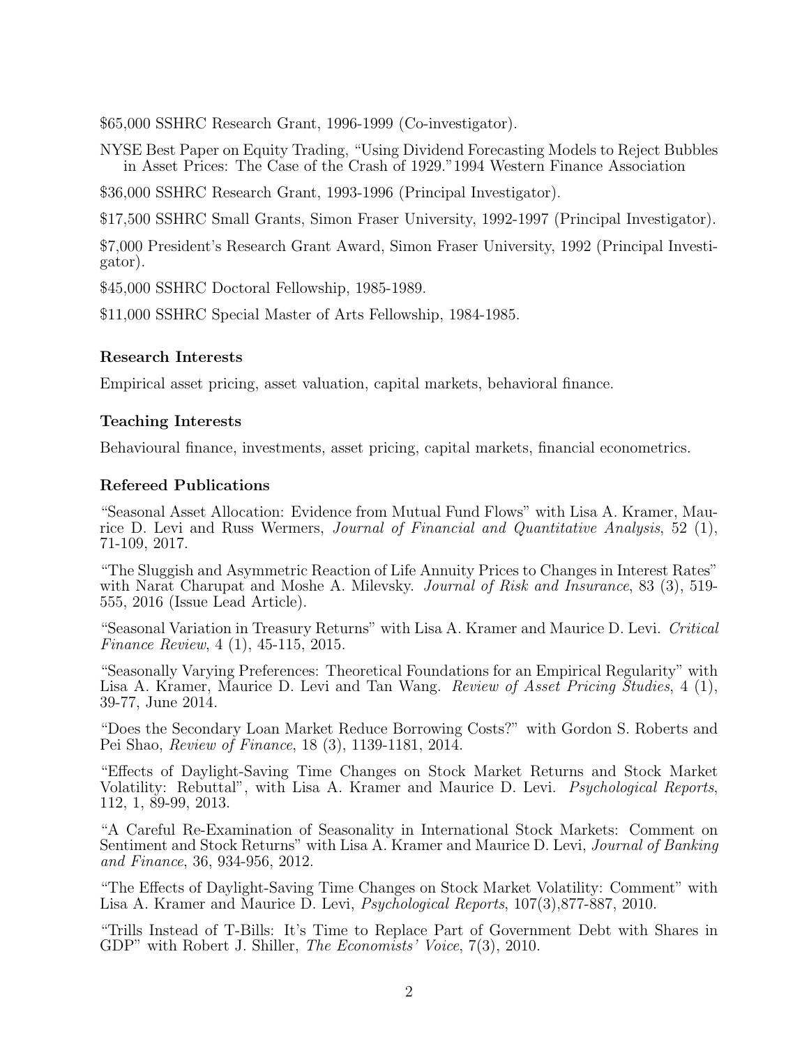$65,000 SSHRC Research Grant, 1996-1999 (Co-investigator).

NYSE Best Paper on Equity Trading, "Using Dividend Forecasting Models to Reject Bubbles in Asset Prices: The Case of the Crash of 1929."1994 Western Finance Association

$36,000 SSHRC Research Grant, 1993-1996 (Principal Investigator).

$17,500 SSHRC Small Grants, Simon Fraser University, 1992-1997 (Principal Investigator).

$7,000 President's Research Grant Award, Simon Fraser University, 1992 (Principal Investigator).

$45,000 SSHRC Doctoral Fellowship, 1985-1989.

$11,000 SSHRC Special Master of Arts Fellowship, 1984-1985.

### Research Interests

Empirical asset pricing, asset valuation, capital markets, behavioral finance.

### Teaching Interests

Behavioural finance, investments, asset pricing, capital markets, financial econometrics.

### Refereed Publications

"Seasonal Asset Allocation: Evidence from Mutual Fund Flows" with Lisa A. Kramer, Maurice D. Levi and Russ Wermers, *Journal of Financial and Quantitative Analysis*, 52 (1), 71-109, 2017.

"The Sluggish and Asymmetric Reaction of Life Annuity Prices to Changes in Interest Rates" with Narat Charupat and Moshe A. Milevsky. *Journal of Risk and Insurance*, 83 (3), 519-555, 2016 (Issue Lead Article).

"Seasonal Variation in Treasury Returns" with Lisa A. Kramer and Maurice D. Levi. *Critical Finance Review*, 4 (1), 45-115, 2015.

"Seasonally Varying Preferences: Theoretical Foundations for an Empirical Regularity" with Lisa A. Kramer, Maurice D. Levi and Tan Wang. *Review of Asset Pricing Studies*, 4 (1), 39-77, June 2014.

"Does the Secondary Loan Market Reduce Borrowing Costs?" with Gordon S. Roberts and Pei Shao, *Review of Finance*, 18 (3), 1139-1181, 2014.

"Effects of Daylight-Saving Time Changes on Stock Market Returns and Stock Market Volatility: Rebuttal", with Lisa A. Kramer and Maurice D. Levi. *Psychological Reports*, 112, 1, 89-99, 2013.

"A Careful Re-Examination of Seasonality in International Stock Markets: Comment on Sentiment and Stock Returns" with Lisa A. Kramer and Maurice D. Levi, *Journal of Banking and Finance*, 36, 934-956, 2012.

"The Effects of Daylight-Saving Time Changes on Stock Market Volatility: Comment" with Lisa A. Kramer and Maurice D. Levi, *Psychological Reports*, 107(3),877-887, 2010.

"Trills Instead of T-Bills: It's Time to Replace Part of Government Debt with Shares in GDP" with Robert J. Shiller, *The Economists' Voice*, 7(3), 2010.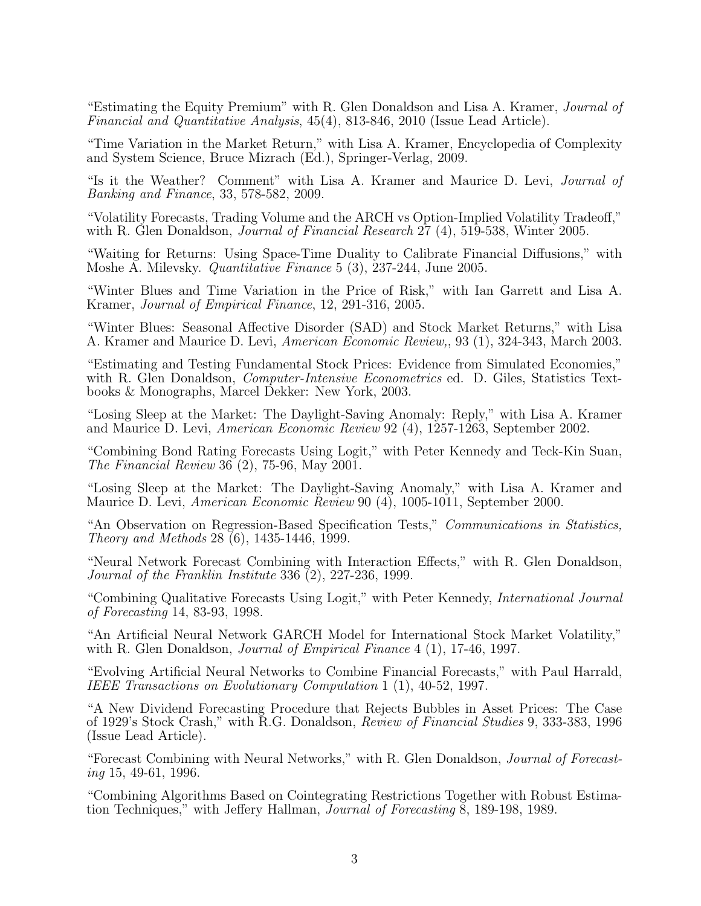"Estimating the Equity Premium" with R. Glen Donaldson and Lisa A. Kramer, *Journal of Financial and Quantitative Analysis*, 45(4), 813-846, 2010 (Issue Lead Article).

"Time Variation in the Market Return," with Lisa A. Kramer, Encyclopedia of Complexity and System Science, Bruce Mizrach (Ed.), Springer-Verlag, 2009.

"Is it the Weather? Comment" with Lisa A. Kramer and Maurice D. Levi, *Journal of Banking and Finance*, 33, 578-582, 2009.

"Volatility Forecasts, Trading Volume and the ARCH vs Option-Implied Volatility Tradeoff," with R. Glen Donaldson, *Journal of Financial Research* 27 (4), 519-538, Winter 2005.

"Waiting for Returns: Using Space-Time Duality to Calibrate Financial Diffusions," with Moshe A. Milevsky. *Quantitative Finance* 5 (3), 237-244, June 2005.

"Winter Blues and Time Variation in the Price of Risk," with Ian Garrett and Lisa A. Kramer, *Journal of Empirical Finance*, 12, 291-316, 2005.

"Winter Blues: Seasonal Affective Disorder (SAD) and Stock Market Returns," with Lisa A. Kramer and Maurice D. Levi, *American Economic Review,*, 93 (1), 324-343, March 2003.

"Estimating and Testing Fundamental Stock Prices: Evidence from Simulated Economies," with R. Glen Donaldson, *Computer-Intensive Econometrics* ed. D. Giles, Statistics Textbooks & Monographs, Marcel Dekker: New York, 2003.

"Losing Sleep at the Market: The Daylight-Saving Anomaly: Reply," with Lisa A. Kramer and Maurice D. Levi, *American Economic Review* 92 (4), 1257-1263, September 2002.

"Combining Bond Rating Forecasts Using Logit," with Peter Kennedy and Teck-Kin Suan, *The Financial Review* 36 (2), 75-96, May 2001.

"Losing Sleep at the Market: The Daylight-Saving Anomaly," with Lisa A. Kramer and Maurice D. Levi, *American Economic Review* 90 (4), 1005-1011, September 2000.

"An Observation on Regression-Based Specification Tests," *Communications in Statistics, Theory and Methods* 28 (6), 1435-1446, 1999.

"Neural Network Forecast Combining with Interaction Effects," with R. Glen Donaldson, *Journal of the Franklin Institute* 336 (2), 227-236, 1999.

"Combining Qualitative Forecasts Using Logit," with Peter Kennedy, *International Journal of Forecasting* 14, 83-93, 1998.

"An Artificial Neural Network GARCH Model for International Stock Market Volatility," with R. Glen Donaldson, *Journal of Empirical Finance* 4 (1), 17-46, 1997.

"Evolving Artificial Neural Networks to Combine Financial Forecasts," with Paul Harrald, *IEEE Transactions on Evolutionary Computation* 1 (1), 40-52, 1997.

"A New Dividend Forecasting Procedure that Rejects Bubbles in Asset Prices: The Case of 1929's Stock Crash," with R.G. Donaldson, *Review of Financial Studies* 9, 333-383, 1996 (Issue Lead Article).

"Forecast Combining with Neural Networks," with R. Glen Donaldson, *Journal of Forecasting* 15, 49-61, 1996.

"Combining Algorithms Based on Cointegrating Restrictions Together with Robust Estimation Techniques," with Jeffery Hallman, *Journal of Forecasting* 8, 189-198, 1989.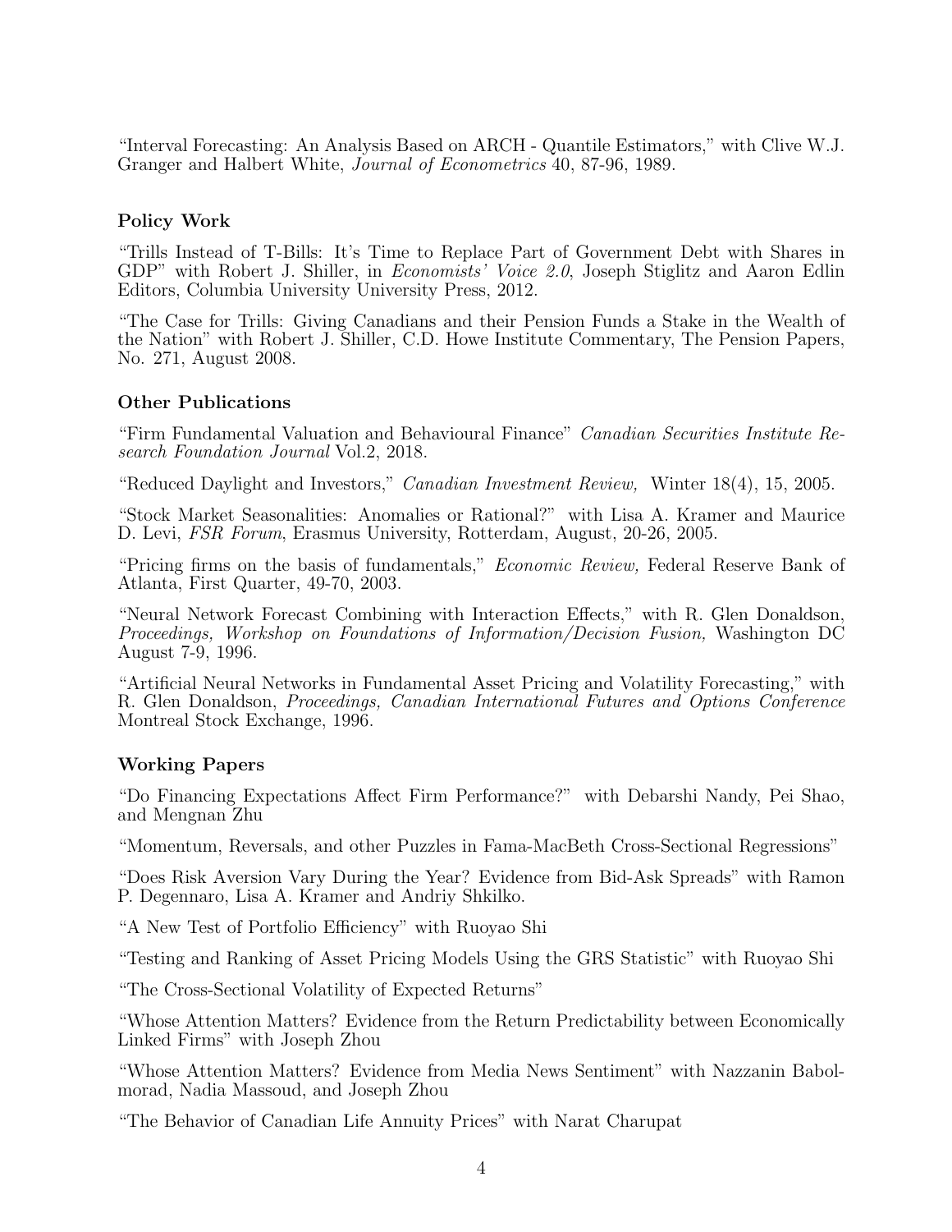"Interval Forecasting: An Analysis Based on ARCH - Quantile Estimators," with Clive W.J. Granger and Halbert White, *Journal of Econometrics* 40, 87-96, 1989.

### Policy Work

"Trills Instead of T-Bills: It's Time to Replace Part of Government Debt with Shares in GDP" with Robert J. Shiller, in *Economists' Voice 2.0*, Joseph Stiglitz and Aaron Edlin Editors, Columbia University University Press, 2012.

"The Case for Trills: Giving Canadians and their Pension Funds a Stake in the Wealth of the Nation" with Robert J. Shiller, C.D. Howe Institute Commentary, The Pension Papers, No. 271, August 2008.

### Other Publications

"Firm Fundamental Valuation and Behavioural Finance" *Canadian Securities Institute Research Foundation Journal* Vol.2, 2018.

"Reduced Daylight and Investors," *Canadian Investment Review,* Winter 18(4), 15, 2005.

"Stock Market Seasonalities: Anomalies or Rational?" with Lisa A. Kramer and Maurice D. Levi, *FSR Forum*, Erasmus University, Rotterdam, August, 20-26, 2005.

"Pricing firms on the basis of fundamentals," *Economic Review,* Federal Reserve Bank of Atlanta, First Quarter, 49-70, 2003.

"Neural Network Forecast Combining with Interaction Effects," with R. Glen Donaldson, *Proceedings, Workshop on Foundations of Information/Decision Fusion,* Washington DC August 7-9, 1996.

"Artificial Neural Networks in Fundamental Asset Pricing and Volatility Forecasting," with R. Glen Donaldson, *Proceedings, Canadian International Futures and Options Conference* Montreal Stock Exchange, 1996.

### Working Papers

"Do Financing Expectations Affect Firm Performance?" with Debarshi Nandy, Pei Shao, and Mengnan Zhu

"Momentum, Reversals, and other Puzzles in Fama-MacBeth Cross-Sectional Regressions"

"Does Risk Aversion Vary During the Year? Evidence from Bid-Ask Spreads" with Ramon P. Degennaro, Lisa A. Kramer and Andriy Shkilko.

"A New Test of Portfolio Efficiency" with Ruoyao Shi

"Testing and Ranking of Asset Pricing Models Using the GRS Statistic" with Ruoyao Shi

"The Cross-Sectional Volatility of Expected Returns"

"Whose Attention Matters? Evidence from the Return Predictability between Economically Linked Firms" with Joseph Zhou

"Whose Attention Matters? Evidence from Media News Sentiment" with Nazzanin Babolmorad, Nadia Massoud, and Joseph Zhou

"The Behavior of Canadian Life Annuity Prices" with Narat Charupat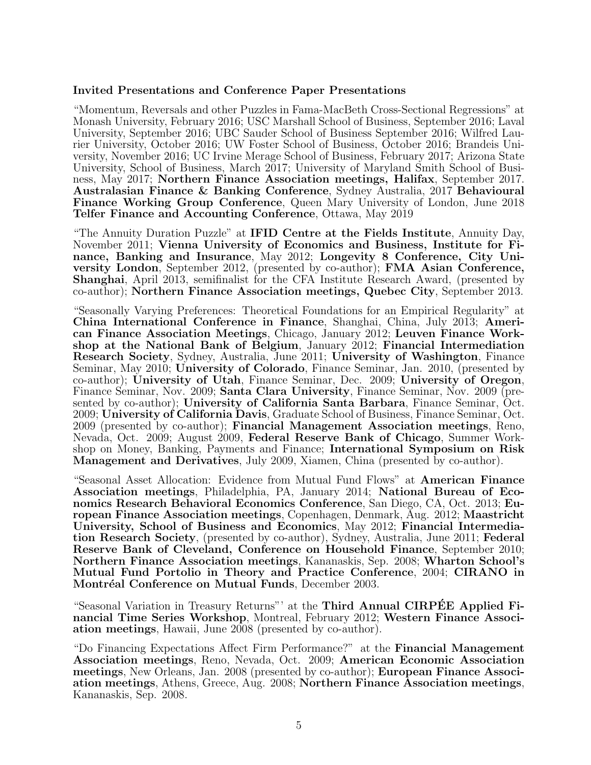**Invited Presentations and Conference Paper Presentations**

"Momentum, Reversals and other Puzzles in Fama-MacBeth Cross-Sectional Regressions" at Monash University, February 2016; USC Marshall School of Business, September 2016; Laval University, September 2016; UBC Sauder School of Business September 2016; Wilfred Laurier University, October 2016; UW Foster School of Business, October 2016; Brandeis University, November 2016; UC Irvine Merage School of Business, February 2017; Arizona State University, School of Business, March 2017; University of Maryland Smith School of Business, May 2017; **Northern Finance Association meetings, Halifax**, September 2017. **Australasian Finance & Banking Conference**, Sydney Australia, 2017 **Behavioural Finance Working Group Conference**, Queen Mary University of London, June 2018 **Telfer Finance and Accounting Conference**, Ottawa, May 2019

"The Annuity Duration Puzzle" at **IFID Centre at the Fields Institute**, Annuity Day, November 2011; **Vienna University of Economics and Business, Institute for Finance, Banking and Insurance**, May 2012; **Longevity 8 Conference, City University London**, September 2012, (presented by co-author); **FMA Asian Conference, Shanghai**, April 2013, semifinalist for the CFA Institute Research Award, (presented by co-author); **Northern Finance Association meetings, Quebec City**, September 2013.

"Seasonally Varying Preferences: Theoretical Foundations for an Empirical Regularity" at **China International Conference in Finance**, Shanghai, China, July 2013; **American Finance Association Meetings**, Chicago, January 2012; **Leuven Finance Workshop at the National Bank of Belgium**, January 2012; **Financial Intermediation Research Society**, Sydney, Australia, June 2011; **University of Washington**, Finance Seminar, May 2010; **University of Colorado**, Finance Seminar, Jan. 2010, (presented by co-author); **University of Utah**, Finance Seminar, Dec. 2009; **University of Oregon**, Finance Seminar, Nov. 2009; **Santa Clara University**, Finance Seminar, Nov. 2009 (presented by co-author); **University of California Santa Barbara**, Finance Seminar, Oct. 2009; **University of California Davis**, Graduate School of Business, Finance Seminar, Oct. 2009 (presented by co-author); **Financial Management Association meetings**, Reno, Nevada, Oct. 2009; August 2009, **Federal Reserve Bank of Chicago**, Summer Workshop on Money, Banking, Payments and Finance; **International Symposium on Risk Management and Derivatives**, July 2009, Xiamen, China (presented by co-author).

"Seasonal Asset Allocation: Evidence from Mutual Fund Flows" at **American Finance Association meetings**, Philadelphia, PA, January 2014; **National Bureau of Economics Research Behavioral Economics Conference**, San Diego, CA, Oct. 2013; **European Finance Association meetings**, Copenhagen, Denmark, Aug. 2012; **Maastricht University, School of Business and Economics**, May 2012; **Financial Intermediation Research Society**, (presented by co-author), Sydney, Australia, June 2011; **Federal Reserve Bank of Cleveland, Conference on Household Finance**, September 2010; **Northern Finance Association meetings**, Kananaskis, Sep. 2008; **Wharton School's Mutual Fund Portolio in Theory and Practice Conference**, 2004; **CIRANO in Montréal Conference on Mutual Funds**, December 2003.

"Seasonal Variation in Treasury Returns"' at the **Third Annual CIRPÉE Applied Financial Time Series Workshop**, Montreal, February 2012; **Western Finance Association meetings**, Hawaii, June 2008 (presented by co-author).

"Do Financing Expectations Affect Firm Performance?" at the **Financial Management Association meetings**, Reno, Nevada, Oct. 2009; **American Economic Association meetings**, New Orleans, Jan. 2008 (presented by co-author); **European Finance Association meetings**, Athens, Greece, Aug. 2008; **Northern Finance Association meetings**, Kananaskis, Sep. 2008.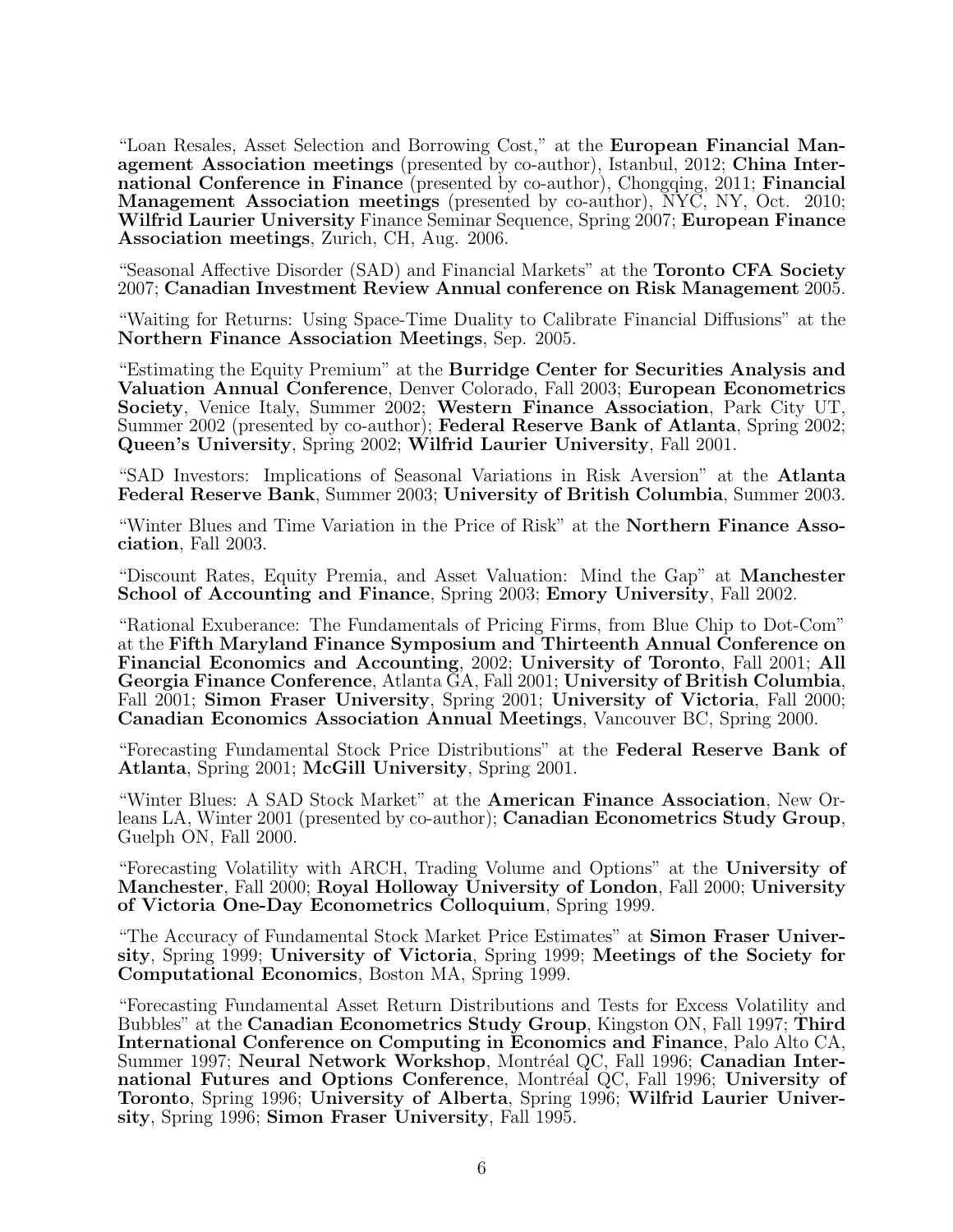"Loan Resales, Asset Selection and Borrowing Cost," at the **European Financial Management Association meetings** (presented by co-author), Istanbul, 2012; **China International Conference in Finance** (presented by co-author), Chongqing, 2011; **Financial Management Association meetings** (presented by co-author), NYC, NY, Oct. 2010; **Wilfrid Laurier University** Finance Seminar Sequence, Spring 2007; **European Finance Association meetings**, Zurich, CH, Aug. 2006.

"Seasonal Affective Disorder (SAD) and Financial Markets" at the **Toronto CFA Society** 2007; **Canadian Investment Review Annual conference on Risk Management** 2005.

"Waiting for Returns: Using Space-Time Duality to Calibrate Financial Diffusions" at the **Northern Finance Association Meetings**, Sep. 2005.

"Estimating the Equity Premium" at the **Burridge Center for Securities Analysis and Valuation Annual Conference**, Denver Colorado, Fall 2003; **European Econometrics Society**, Venice Italy, Summer 2002; **Western Finance Association**, Park City UT, Summer 2002 (presented by co-author); **Federal Reserve Bank of Atlanta**, Spring 2002; **Queen's University**, Spring 2002; **Wilfrid Laurier University**, Fall 2001.

"SAD Investors: Implications of Seasonal Variations in Risk Aversion" at the **Atlanta Federal Reserve Bank**, Summer 2003; **University of British Columbia**, Summer 2003.

"Winter Blues and Time Variation in the Price of Risk" at the **Northern Finance Association**, Fall 2003.

"Discount Rates, Equity Premia, and Asset Valuation: Mind the Gap" at **Manchester School of Accounting and Finance**, Spring 2003; **Emory University**, Fall 2002.

"Rational Exuberance: The Fundamentals of Pricing Firms, from Blue Chip to Dot-Com" at the **Fifth Maryland Finance Symposium and Thirteenth Annual Conference on Financial Economics and Accounting**, 2002; **University of Toronto**, Fall 2001; **All Georgia Finance Conference**, Atlanta GA, Fall 2001; **University of British Columbia**, Fall 2001; **Simon Fraser University**, Spring 2001; **University of Victoria**, Fall 2000; **Canadian Economics Association Annual Meetings**, Vancouver BC, Spring 2000.

"Forecasting Fundamental Stock Price Distributions" at the **Federal Reserve Bank of Atlanta**, Spring 2001; **McGill University**, Spring 2001.

"Winter Blues: A SAD Stock Market" at the **American Finance Association**, New Orleans LA, Winter 2001 (presented by co-author); **Canadian Econometrics Study Group**, Guelph ON, Fall 2000.

"Forecasting Volatility with ARCH, Trading Volume and Options" at the **University of Manchester**, Fall 2000; **Royal Holloway University of London**, Fall 2000; **University of Victoria One-Day Econometrics Colloquium**, Spring 1999.

"The Accuracy of Fundamental Stock Market Price Estimates" at **Simon Fraser University**, Spring 1999; **University of Victoria**, Spring 1999; **Meetings of the Society for Computational Economics**, Boston MA, Spring 1999.

"Forecasting Fundamental Asset Return Distributions and Tests for Excess Volatility and Bubbles" at the **Canadian Econometrics Study Group**, Kingston ON, Fall 1997; **Third International Conference on Computing in Economics and Finance**, Palo Alto CA, Summer 1997; **Neural Network Workshop**, Montréal QC, Fall 1996; **Canadian International Futures and Options Conference**, Montréal QC, Fall 1996; **University of Toronto**, Spring 1996; **University of Alberta**, Spring 1996; **Wilfrid Laurier University**, Spring 1996; **Simon Fraser University**, Fall 1995.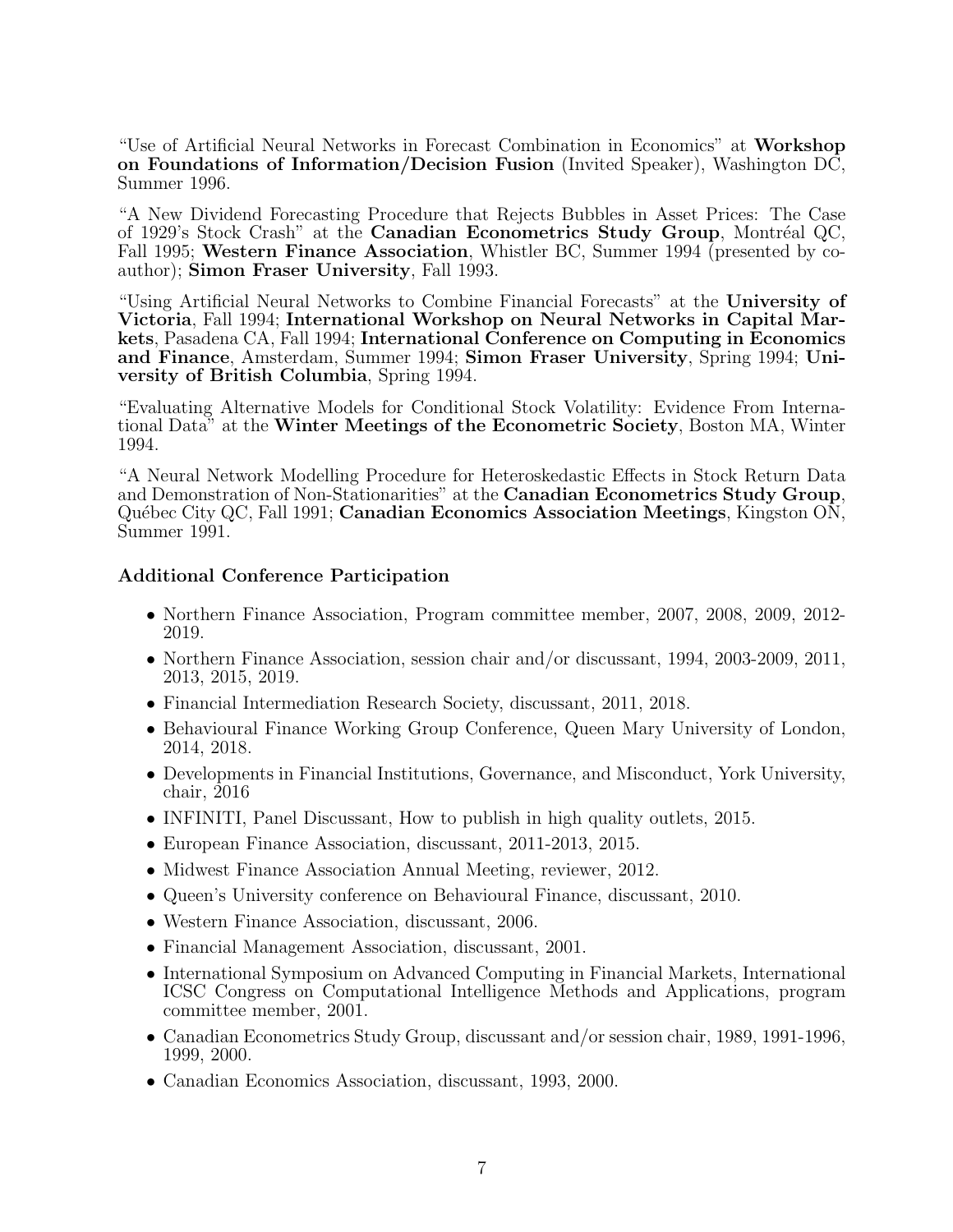"Use of Artificial Neural Networks in Forecast Combination in Economics" at **Workshop on Foundations of Information/Decision Fusion** (Invited Speaker), Washington DC, Summer 1996.

"A New Dividend Forecasting Procedure that Rejects Bubbles in Asset Prices: The Case of 1929's Stock Crash" at the **Canadian Econometrics Study Group**, Montréal QC, Fall 1995; **Western Finance Association**, Whistler BC, Summer 1994 (presented by co-author); **Simon Fraser University**, Fall 1993.

"Using Artificial Neural Networks to Combine Financial Forecasts" at the **University of Victoria**, Fall 1994; **International Workshop on Neural Networks in Capital Markets**, Pasadena CA, Fall 1994; **International Conference on Computing in Economics and Finance**, Amsterdam, Summer 1994; **Simon Fraser University**, Spring 1994; **University of British Columbia**, Spring 1994.

"Evaluating Alternative Models for Conditional Stock Volatility: Evidence From International Data" at the **Winter Meetings of the Econometric Society**, Boston MA, Winter 1994.

"A Neural Network Modelling Procedure for Heteroskedastic Effects in Stock Return Data and Demonstration of Non-Stationarities" at the **Canadian Econometrics Study Group**, Québec City QC, Fall 1991; **Canadian Economics Association Meetings**, Kingston ON, Summer 1991.

### Additional Conference Participation

- Northern Finance Association, Program committee member, 2007, 2008, 2009, 2012-2019.
- Northern Finance Association, session chair and/or discussant, 1994, 2003-2009, 2011, 2013, 2015, 2019.
- Financial Intermediation Research Society, discussant, 2011, 2018.
- Behavioural Finance Working Group Conference, Queen Mary University of London, 2014, 2018.
- Developments in Financial Institutions, Governance, and Misconduct, York University, chair, 2016
- INFINITI, Panel Discussant, How to publish in high quality outlets, 2015.
- European Finance Association, discussant, 2011-2013, 2015.
- Midwest Finance Association Annual Meeting, reviewer, 2012.
- Queen's University conference on Behavioural Finance, discussant, 2010.
- Western Finance Association, discussant, 2006.
- Financial Management Association, discussant, 2001.
- International Symposium on Advanced Computing in Financial Markets, International ICSC Congress on Computational Intelligence Methods and Applications, program committee member, 2001.
- Canadian Econometrics Study Group, discussant and/or session chair, 1989, 1991-1996, 1999, 2000.
- Canadian Economics Association, discussant, 1993, 2000.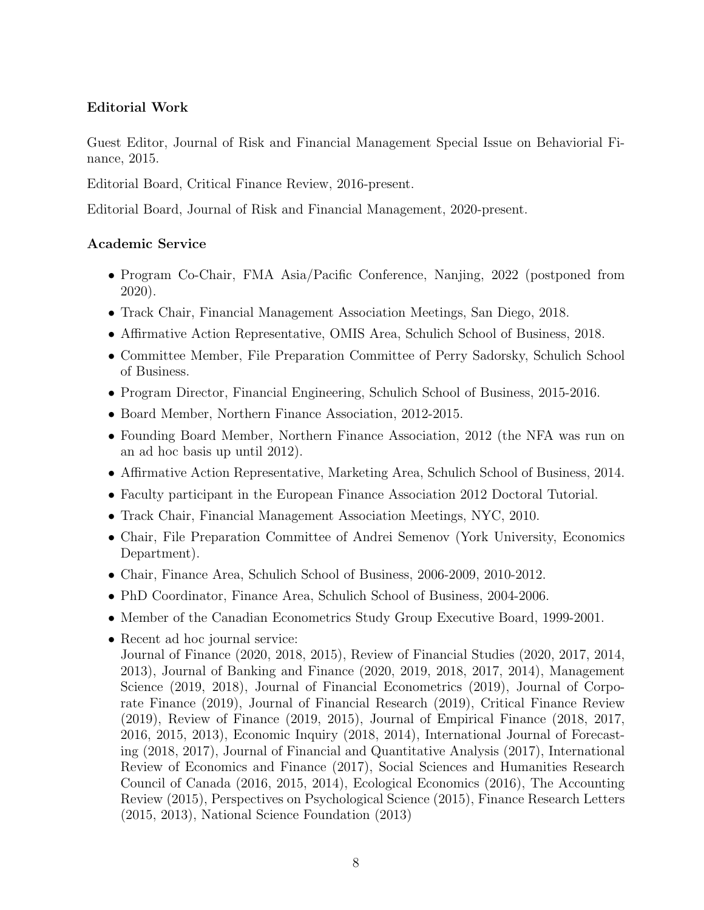### Editorial Work

Guest Editor, Journal of Risk and Financial Management Special Issue on Behaviorial Finance, 2015.

Editorial Board, Critical Finance Review, 2016-present.

Editorial Board, Journal of Risk and Financial Management, 2020-present.

### Academic Service

- Program Co-Chair, FMA Asia/Pacific Conference, Nanjing, 2022 (postponed from 2020).
- Track Chair, Financial Management Association Meetings, San Diego, 2018.
- Affirmative Action Representative, OMIS Area, Schulich School of Business, 2018.
- Committee Member, File Preparation Committee of Perry Sadorsky, Schulich School of Business.
- Program Director, Financial Engineering, Schulich School of Business, 2015-2016.
- Board Member, Northern Finance Association, 2012-2015.
- Founding Board Member, Northern Finance Association, 2012 (the NFA was run on an ad hoc basis up until 2012).
- Affirmative Action Representative, Marketing Area, Schulich School of Business, 2014.
- Faculty participant in the European Finance Association 2012 Doctoral Tutorial.
- Track Chair, Financial Management Association Meetings, NYC, 2010.
- Chair, File Preparation Committee of Andrei Semenov (York University, Economics Department).
- Chair, Finance Area, Schulich School of Business, 2006-2009, 2010-2012.
- PhD Coordinator, Finance Area, Schulich School of Business, 2004-2006.
- Member of the Canadian Econometrics Study Group Executive Board, 1999-2001.
- Recent ad hoc journal service:
  Journal of Finance (2020, 2018, 2015), Review of Financial Studies (2020, 2017, 2014, 2013), Journal of Banking and Finance (2020, 2019, 2018, 2017, 2014), Management Science (2019, 2018), Journal of Financial Econometrics (2019), Journal of Corporate Finance (2019), Journal of Financial Research (2019), Critical Finance Review (2019), Review of Finance (2019, 2015), Journal of Empirical Finance (2018, 2017, 2016, 2015, 2013), Economic Inquiry (2018, 2014), International Journal of Forecasting (2018, 2017), Journal of Financial and Quantitative Analysis (2017), International Review of Economics and Finance (2017), Social Sciences and Humanities Research Council of Canada (2016, 2015, 2014), Ecological Economics (2016), The Accounting Review (2015), Perspectives on Psychological Science (2015), Finance Research Letters (2015, 2013), National Science Foundation (2013)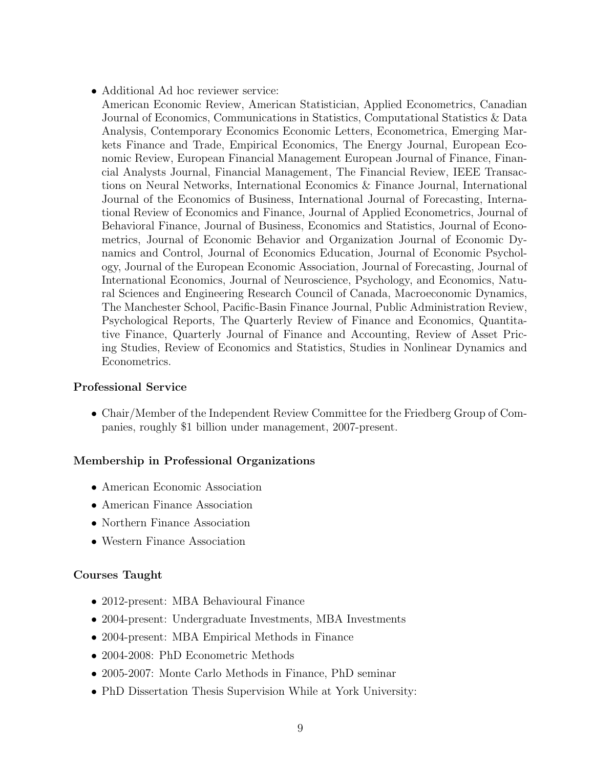- Additional Ad hoc reviewer service:
  American Economic Review, American Statistician, Applied Econometrics, Canadian Journal of Economics, Communications in Statistics, Computational Statistics & Data Analysis, Contemporary Economics Economic Letters, Econometrica, Emerging Markets Finance and Trade, Empirical Economics, The Energy Journal, European Economic Review, European Financial Management European Journal of Finance, Financial Analysts Journal, Financial Management, The Financial Review, IEEE Transactions on Neural Networks, International Economics & Finance Journal, International Journal of the Economics of Business, International Journal of Forecasting, International Review of Economics and Finance, Journal of Applied Econometrics, Journal of Behavioral Finance, Journal of Business, Economics and Statistics, Journal of Econometrics, Journal of Economic Behavior and Organization Journal of Economic Dynamics and Control, Journal of Economics Education, Journal of Economic Psychology, Journal of the European Economic Association, Journal of Forecasting, Journal of International Economics, Journal of Neuroscience, Psychology, and Economics, Natural Sciences and Engineering Research Council of Canada, Macroeconomic Dynamics, The Manchester School, Pacific-Basin Finance Journal, Public Administration Review, Psychological Reports, The Quarterly Review of Finance and Economics, Quantitative Finance, Quarterly Journal of Finance and Accounting, Review of Asset Pricing Studies, Review of Economics and Statistics, Studies in Nonlinear Dynamics and Econometrics.

### Professional Service

- Chair/Member of the Independent Review Committee for the Friedberg Group of Companies, roughly $1 billion under management, 2007-present.

### Membership in Professional Organizations

- American Economic Association
- American Finance Association
- Northern Finance Association
- Western Finance Association

### Courses Taught

- 2012-present: MBA Behavioural Finance
- 2004-present: Undergraduate Investments, MBA Investments
- 2004-present: MBA Empirical Methods in Finance
- 2004-2008: PhD Econometric Methods
- 2005-2007: Monte Carlo Methods in Finance, PhD seminar
- PhD Dissertation Thesis Supervision While at York University: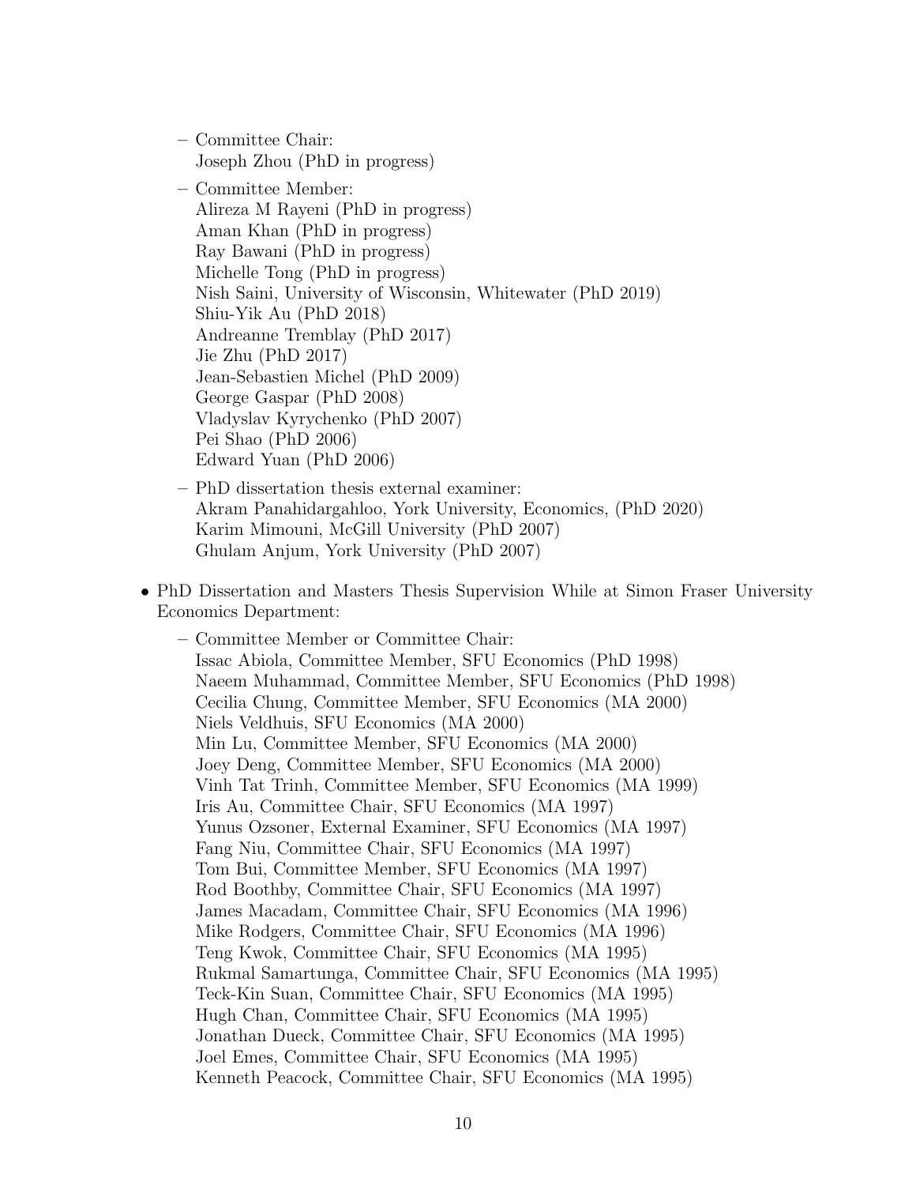- Committee Chair:
  Joseph Zhou (PhD in progress)
- Committee Member:
  Alireza M Rayeni (PhD in progress)
  Aman Khan (PhD in progress)
  Ray Bawani (PhD in progress)
  Michelle Tong (PhD in progress)
  Nish Saini, University of Wisconsin, Whitewater (PhD 2019)
  Shiu-Yik Au (PhD 2018)
  Andreanne Tremblay (PhD 2017)
  Jie Zhu (PhD 2017)
  Jean-Sebastien Michel (PhD 2009)
  George Gaspar (PhD 2008)
  Vladyslav Kyrychenko (PhD 2007)
  Pei Shao (PhD 2006)
  Edward Yuan (PhD 2006)
- PhD dissertation thesis external examiner:
  Akram Panahidargahloo, York University, Economics, (PhD 2020)
  Karim Mimouni, McGill University (PhD 2007)
  Ghulam Anjum, York University (PhD 2007)

- PhD Dissertation and Masters Thesis Supervision While at Simon Fraser University Economics Department:
  - Committee Member or Committee Chair:
    Issac Abiola, Committee Member, SFU Economics (PhD 1998)
    Naeem Muhammad, Committee Member, SFU Economics (PhD 1998)
    Cecilia Chung, Committee Member, SFU Economics (MA 2000)
    Niels Veldhuis, SFU Economics (MA 2000)
    Min Lu, Committee Member, SFU Economics (MA 2000)
    Joey Deng, Committee Member, SFU Economics (MA 2000)
    Vinh Tat Trinh, Committee Member, SFU Economics (MA 1999)
    Iris Au, Committee Chair, SFU Economics (MA 1997)
    Yunus Ozsoner, External Examiner, SFU Economics (MA 1997)
    Fang Niu, Committee Chair, SFU Economics (MA 1997)
    Tom Bui, Committee Member, SFU Economics (MA 1997)
    Rod Boothby, Committee Chair, SFU Economics (MA 1997)
    James Macadam, Committee Chair, SFU Economics (MA 1996)
    Mike Rodgers, Committee Chair, SFU Economics (MA 1996)
    Teng Kwok, Committee Chair, SFU Economics (MA 1995)
    Rukmal Samartunga, Committee Chair, SFU Economics (MA 1995)
    Teck-Kin Suan, Committee Chair, SFU Economics (MA 1995)
    Hugh Chan, Committee Chair, SFU Economics (MA 1995)
    Jonathan Dueck, Committee Chair, SFU Economics (MA 1995)
    Joel Emes, Committee Chair, SFU Economics (MA 1995)
    Kenneth Peacock, Committee Chair, SFU Economics (MA 1995)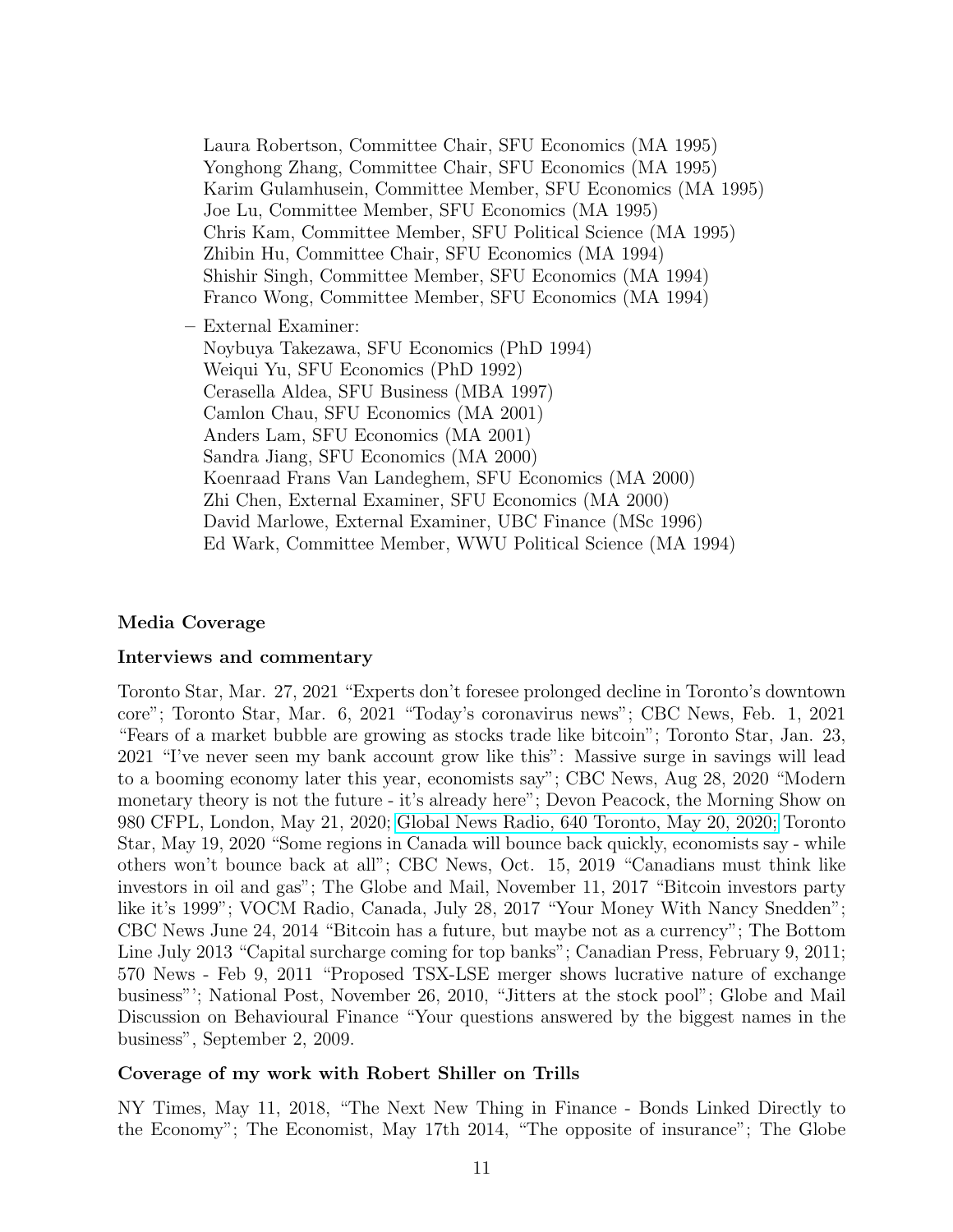Laura Robertson, Committee Chair, SFU Economics (MA 1995)
Yonghong Zhang, Committee Chair, SFU Economics (MA 1995)
Karim Gulamhusein, Committee Member, SFU Economics (MA 1995)
Joe Lu, Committee Member, SFU Economics (MA 1995)
Chris Kam, Committee Member, SFU Political Science (MA 1995)
Zhibin Hu, Committee Chair, SFU Economics (MA 1994)
Shishir Singh, Committee Member, SFU Economics (MA 1994)
Franco Wong, Committee Member, SFU Economics (MA 1994)

– External Examiner:
Noybuya Takezawa, SFU Economics (PhD 1994)
Weiqui Yu, SFU Economics (PhD 1992)
Cerasella Aldea, SFU Business (MBA 1997)
Camlon Chau, SFU Economics (MA 2001)
Anders Lam, SFU Economics (MA 2001)
Sandra Jiang, SFU Economics (MA 2000)
Koenraad Frans Van Landeghem, SFU Economics (MA 2000)
Zhi Chen, External Examiner, SFU Economics (MA 2000)
David Marlowe, External Examiner, UBC Finance (MSc 1996)
Ed Wark, Committee Member, WWU Political Science (MA 1994)

### Media Coverage

#### Interviews and commentary

Toronto Star, Mar. 27, 2021 "Experts don't foresee prolonged decline in Toronto's downtown core"; Toronto Star, Mar. 6, 2021 "Today's coronavirus news"; CBC News, Feb. 1, 2021 "Fears of a market bubble are growing as stocks trade like bitcoin"; Toronto Star, Jan. 23, 2021 "I've never seen my bank account grow like this": Massive surge in savings will lead to a booming economy later this year, economists say"; CBC News, Aug 28, 2020 "Modern monetary theory is not the future - it's already here"; Devon Peacock, the Morning Show on 980 CFPL, London, May 21, 2020; Global News Radio, 640 Toronto, May 20, 2020; Toronto Star, May 19, 2020 "Some regions in Canada will bounce back quickly, economists say - while others won't bounce back at all"; CBC News, Oct. 15, 2019 "Canadians must think like investors in oil and gas"; The Globe and Mail, November 11, 2017 "Bitcoin investors party like it's 1999"; VOCM Radio, Canada, July 28, 2017 "Your Money With Nancy Snedden"; CBC News June 24, 2014 "Bitcoin has a future, but maybe not as a currency"; The Bottom Line July 2013 "Capital surcharge coming for top banks"; Canadian Press, February 9, 2011; 570 News - Feb 9, 2011 "Proposed TSX-LSE merger shows lucrative nature of exchange business"'; National Post, November 26, 2010, "Jitters at the stock pool"; Globe and Mail Discussion on Behavioural Finance "Your questions answered by the biggest names in the business", September 2, 2009.

#### Coverage of my work with Robert Shiller on Trills

NY Times, May 11, 2018, "The Next New Thing in Finance - Bonds Linked Directly to the Economy"; The Economist, May 17th 2014, "The opposite of insurance"; The Globe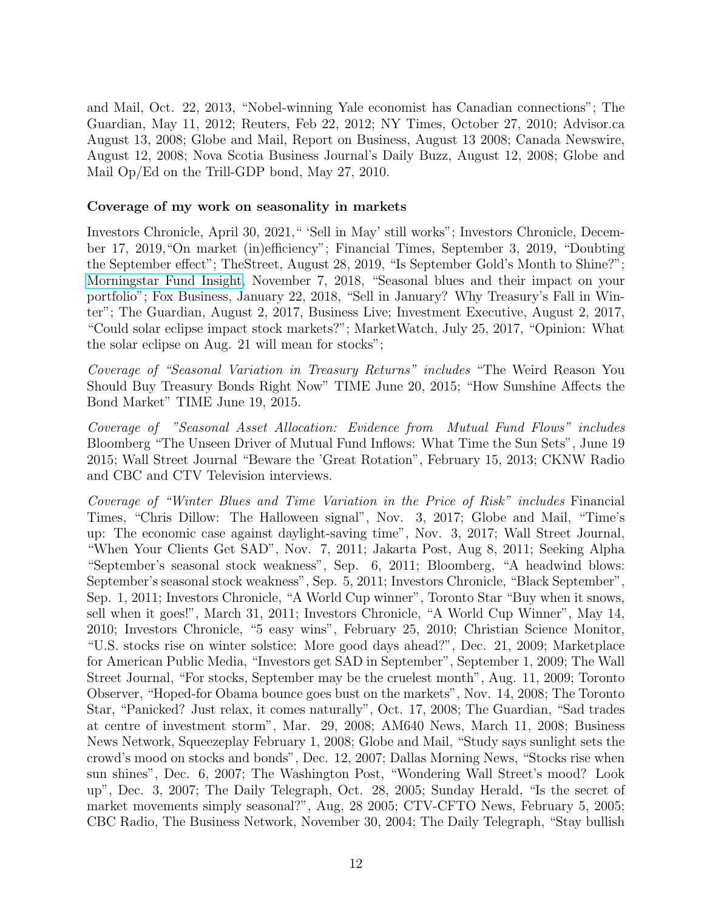and Mail, Oct. 22, 2013, "Nobel-winning Yale economist has Canadian connections"; The Guardian, May 11, 2012; Reuters, Feb 22, 2012; NY Times, October 27, 2010; Advisor.ca August 13, 2008; Globe and Mail, Report on Business, August 13 2008; Canada Newswire, August 12, 2008; Nova Scotia Business Journal's Daily Buzz, August 12, 2008; Globe and Mail Op/Ed on the Trill-GDP bond, May 27, 2010.

**Coverage of my work on seasonality in markets**

Investors Chronicle, April 30, 2021, " 'Sell in May' still works"; Investors Chronicle, December 17, 2019, "On market (in)efficiency"; Financial Times, September 3, 2019, "Doubting the September effect"; TheStreet, August 28, 2019, "Is September Gold's Month to Shine?"; Morningstar Fund Insight, November 7, 2018, "Seasonal blues and their impact on your portfolio"; Fox Business, January 22, 2018, "Sell in January? Why Treasury's Fall in Winter"; The Guardian, August 2, 2017, Business Live; Investment Executive, August 2, 2017, "Could solar eclipse impact stock markets?"; MarketWatch, July 25, 2017, "Opinion: What the solar eclipse on Aug. 21 will mean for stocks";

*Coverage of "Seasonal Variation in Treasury Returns" includes* "The Weird Reason You Should Buy Treasury Bonds Right Now" TIME June 20, 2015; "How Sunshine Affects the Bond Market" TIME June 19, 2015.

*Coverage of "Seasonal Asset Allocation: Evidence from Mutual Fund Flows" includes* Bloomberg "The Unseen Driver of Mutual Fund Inflows: What Time the Sun Sets", June 19 2015; Wall Street Journal "Beware the 'Great Rotation", February 15, 2013; CKNW Radio and CBC and CTV Television interviews.

*Coverage of "Winter Blues and Time Variation in the Price of Risk" includes* Financial Times, "Chris Dillow: The Halloween signal", Nov. 3, 2017; Globe and Mail, "Time's up: The economic case against daylight-saving time", Nov. 3, 2017; Wall Street Journal, "When Your Clients Get SAD", Nov. 7, 2011; Jakarta Post, Aug 8, 2011; Seeking Alpha "September's seasonal stock weakness", Sep. 6, 2011; Bloomberg, "A headwind blows: September's seasonal stock weakness", Sep. 5, 2011; Investors Chronicle, "Black September", Sep. 1, 2011; Investors Chronicle, "A World Cup winner", Toronto Star "Buy when it snows, sell when it goes!", March 31, 2011; Investors Chronicle, "A World Cup Winner", May 14, 2010; Investors Chronicle, "5 easy wins", February 25, 2010; Christian Science Monitor, "U.S. stocks rise on winter solstice: More good days ahead?", Dec. 21, 2009; Marketplace for American Public Media, "Investors get SAD in September", September 1, 2009; The Wall Street Journal, "For stocks, September may be the cruelest month", Aug. 11, 2009; Toronto Observer, "Hoped-for Obama bounce goes bust on the markets", Nov. 14, 2008; The Toronto Star, "Panicked? Just relax, it comes naturally", Oct. 17, 2008; The Guardian, "Sad trades at centre of investment storm", Mar. 29, 2008; AM640 News, March 11, 2008; Business News Network, Squeezeplay February 1, 2008; Globe and Mail, "Study says sunlight sets the crowd's mood on stocks and bonds", Dec. 12, 2007; Dallas Morning News, "Stocks rise when sun shines", Dec. 6, 2007; The Washington Post, "Wondering Wall Street's mood? Look up", Dec. 3, 2007; The Daily Telegraph, Oct. 28, 2005; Sunday Herald, "Is the secret of market movements simply seasonal?", Aug, 28 2005; CTV-CFTO News, February 5, 2005; CBC Radio, The Business Network, November 30, 2004; The Daily Telegraph, "Stay bullish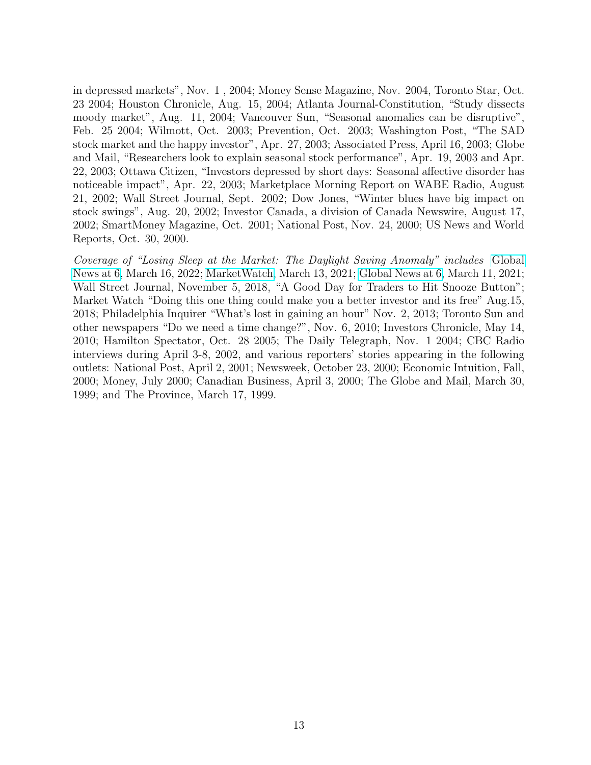in depressed markets", Nov. 1 , 2004; Money Sense Magazine, Nov. 2004, Toronto Star, Oct. 23 2004; Houston Chronicle, Aug. 15, 2004; Atlanta Journal-Constitution, "Study dissects moody market", Aug. 11, 2004; Vancouver Sun, "Seasonal anomalies can be disruptive", Feb. 25 2004; Wilmott, Oct. 2003; Prevention, Oct. 2003; Washington Post, "The SAD stock market and the happy investor", Apr. 27, 2003; Associated Press, April 16, 2003; Globe and Mail, "Researchers look to explain seasonal stock performance", Apr. 19, 2003 and Apr. 22, 2003; Ottawa Citizen, "Investors depressed by short days: Seasonal affective disorder has noticeable impact", Apr. 22, 2003; Marketplace Morning Report on WABE Radio, August 21, 2002; Wall Street Journal, Sept. 2002; Dow Jones, "Winter blues have big impact on stock swings", Aug. 20, 2002; Investor Canada, a division of Canada Newswire, August 17, 2002; SmartMoney Magazine, Oct. 2001; National Post, Nov. 24, 2000; US News and World Reports, Oct. 30, 2000.

*Coverage of "Losing Sleep at the Market: The Daylight Saving Anomaly" includes* Global News at 6, March 16, 2022; MarketWatch, March 13, 2021; Global News at 6, March 11, 2021; Wall Street Journal, November 5, 2018, "A Good Day for Traders to Hit Snooze Button"; Market Watch "Doing this one thing could make you a better investor and its free" Aug.15, 2018; Philadelphia Inquirer "What's lost in gaining an hour" Nov. 2, 2013; Toronto Sun and other newspapers "Do we need a time change?", Nov. 6, 2010; Investors Chronicle, May 14, 2010; Hamilton Spectator, Oct. 28 2005; The Daily Telegraph, Nov. 1 2004; CBC Radio interviews during April 3-8, 2002, and various reporters' stories appearing in the following outlets: National Post, April 2, 2001; Newsweek, October 23, 2000; Economic Intuition, Fall, 2000; Money, July 2000; Canadian Business, April 3, 2000; The Globe and Mail, March 30, 1999; and The Province, March 17, 1999.